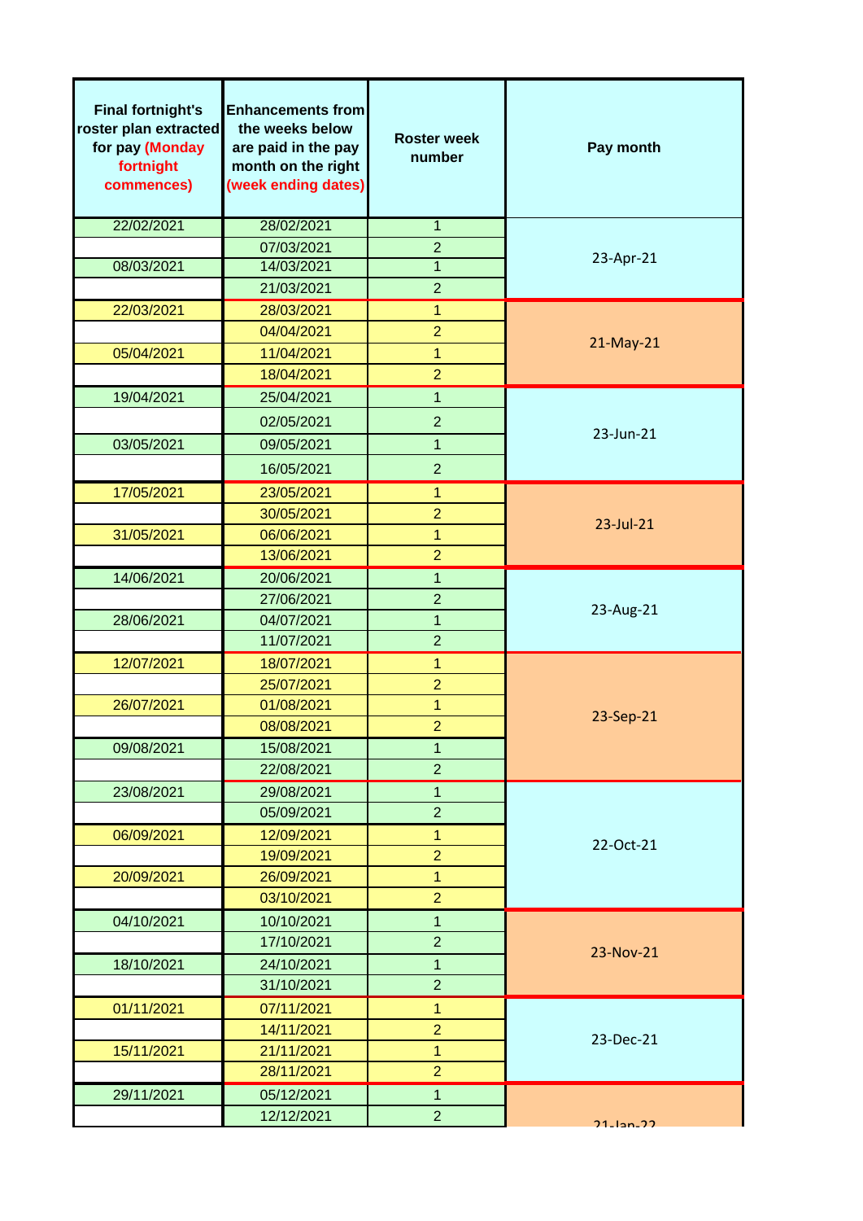| Final fortnight's roster plan extracted for pay (Monday fortnight commences) | Enhancements from the weeks below are paid in the pay month on the right (week ending dates) | Roster week number | Pay month |
|---|---|---|---|
| 22/02/2021 | 28/02/2021 | 1 | 23-Apr-21 |
| | 07/03/2021 | 2 | |
| 08/03/2021 | 14/03/2021 | 1 | |
| | 21/03/2021 | 2 | |
| 22/03/2021 | 28/03/2021 | 1 | 21-May-21 |
| | 04/04/2021 | 2 | |
| 05/04/2021 | 11/04/2021 | 1 | |
| | 18/04/2021 | 2 | |
| 19/04/2021 | 25/04/2021 | 1 | 23-Jun-21 |
| | 02/05/2021 | 2 | |
| 03/05/2021 | 09/05/2021 | 1 | |
| | 16/05/2021 | 2 | |
| 17/05/2021 | 23/05/2021 | 1 | 23-Jul-21 |
| | 30/05/2021 | 2 | |
| 31/05/2021 | 06/06/2021 | 1 | |
| | 13/06/2021 | 2 | |
| 14/06/2021 | 20/06/2021 | 1 | 23-Aug-21 |
| | 27/06/2021 | 2 | |
| 28/06/2021 | 04/07/2021 | 1 | |
| | 11/07/2021 | 2 | |
| 12/07/2021 | 18/07/2021 | 1 | 23-Sep-21 |
| | 25/07/2021 | 2 | |
| 26/07/2021 | 01/08/2021 | 1 | |
| | 08/08/2021 | 2 | |
| 09/08/2021 | 15/08/2021 | 1 | |
| | 22/08/2021 | 2 | |
| 23/08/2021 | 29/08/2021 | 1 | 22-Oct-21 |
| | 05/09/2021 | 2 | |
| 06/09/2021 | 12/09/2021 | 1 | |
| | 19/09/2021 | 2 | |
| 20/09/2021 | 26/09/2021 | 1 | |
| | 03/10/2021 | 2 | |
| 04/10/2021 | 10/10/2021 | 1 | 23-Nov-21 |
| | 17/10/2021 | 2 | |
| 18/10/2021 | 24/10/2021 | 1 | |
| | 31/10/2021 | 2 | |
| 01/11/2021 | 07/11/2021 | 1 | 23-Dec-21 |
| | 14/11/2021 | 2 | |
| 15/11/2021 | 21/11/2021 | 1 | |
| | 28/11/2021 | 2 | |
| 29/11/2021 | 05/12/2021 | 1 | 21-Jan-22 |
| | 12/12/2021 | 2 | |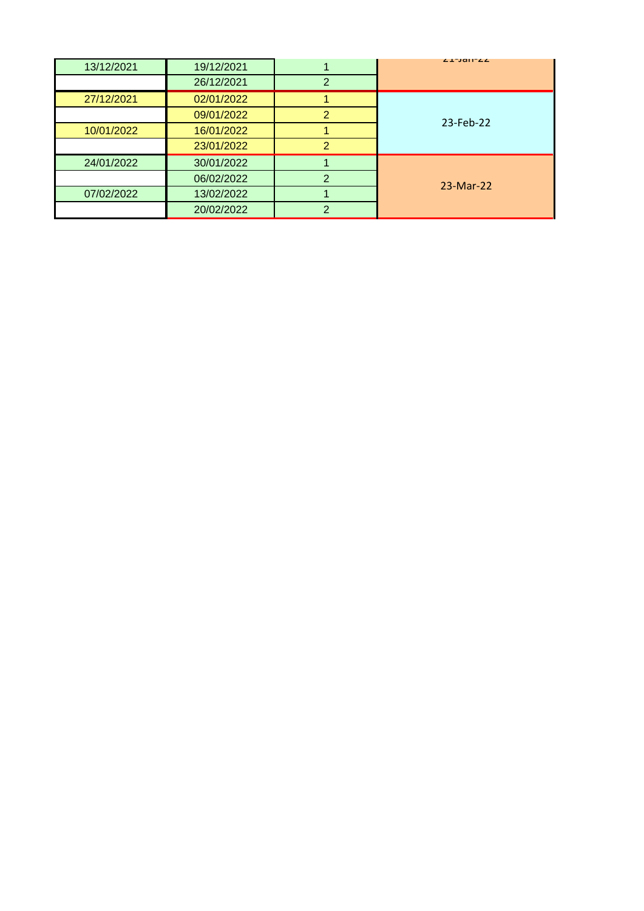| | | | |
|---|---|---|---|
| 13/12/2021 | 19/12/2021 | 1 | 21-Jan-22 |
| | 26/12/2021 | 2 | |
| 27/12/2021 | 02/01/2022 | 1 | 23-Feb-22 |
| | 09/01/2022 | 2 | |
| 10/01/2022 | 16/01/2022 | 1 | |
| | 23/01/2022 | 2 | |
| 24/01/2022 | 30/01/2022 | 1 | 23-Mar-22 |
| | 06/02/2022 | 2 | |
| 07/02/2022 | 13/02/2022 | 1 | |
| | 20/02/2022 | 2 | |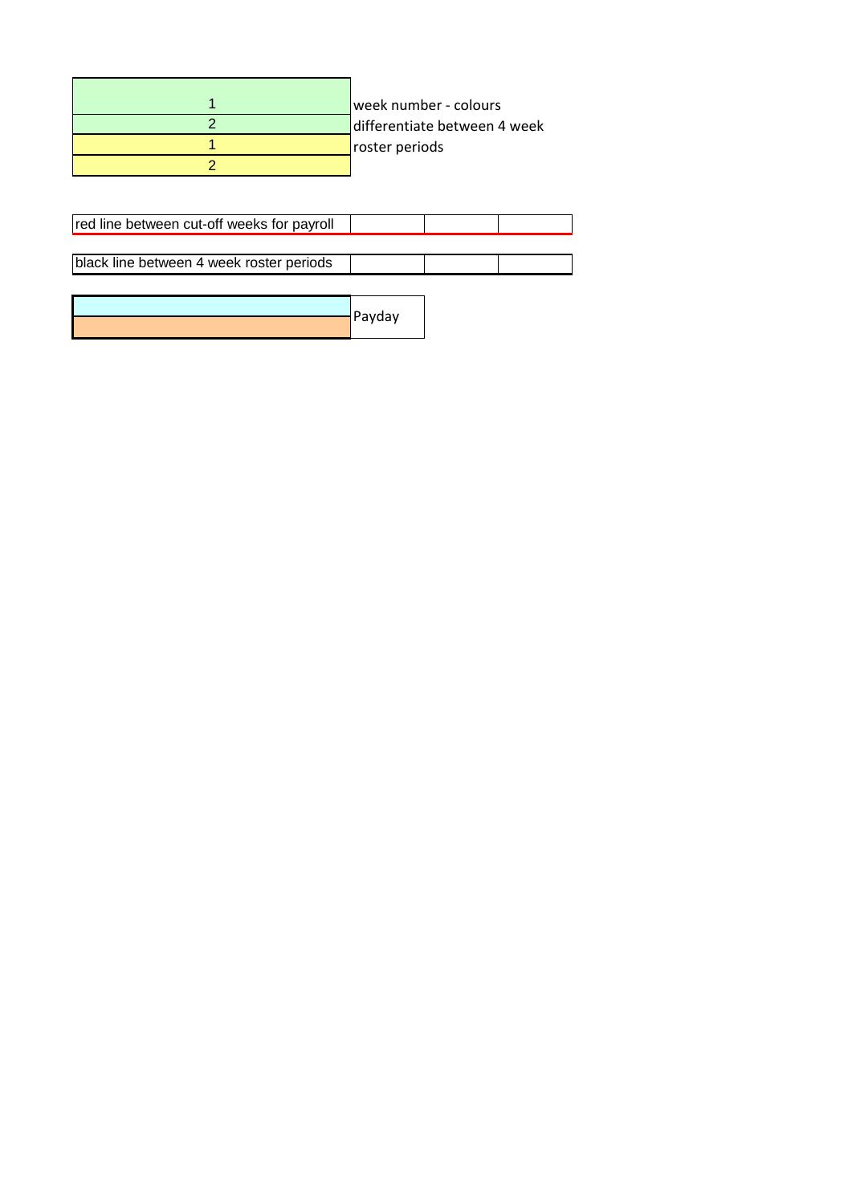| | |
|---|---|
| 1 | week number - colours differentiate between 4 week roster periods |
| 2 | |
| 1 | |
| 2 | |

| | | | |
|---|---|---|---|
| red line between cut-off weeks for payroll | | | |

| | | | |
|---|---|---|---|
| black line between 4 week roster periods | | | |

| | |
|---|---|
| | Payday |
| | |